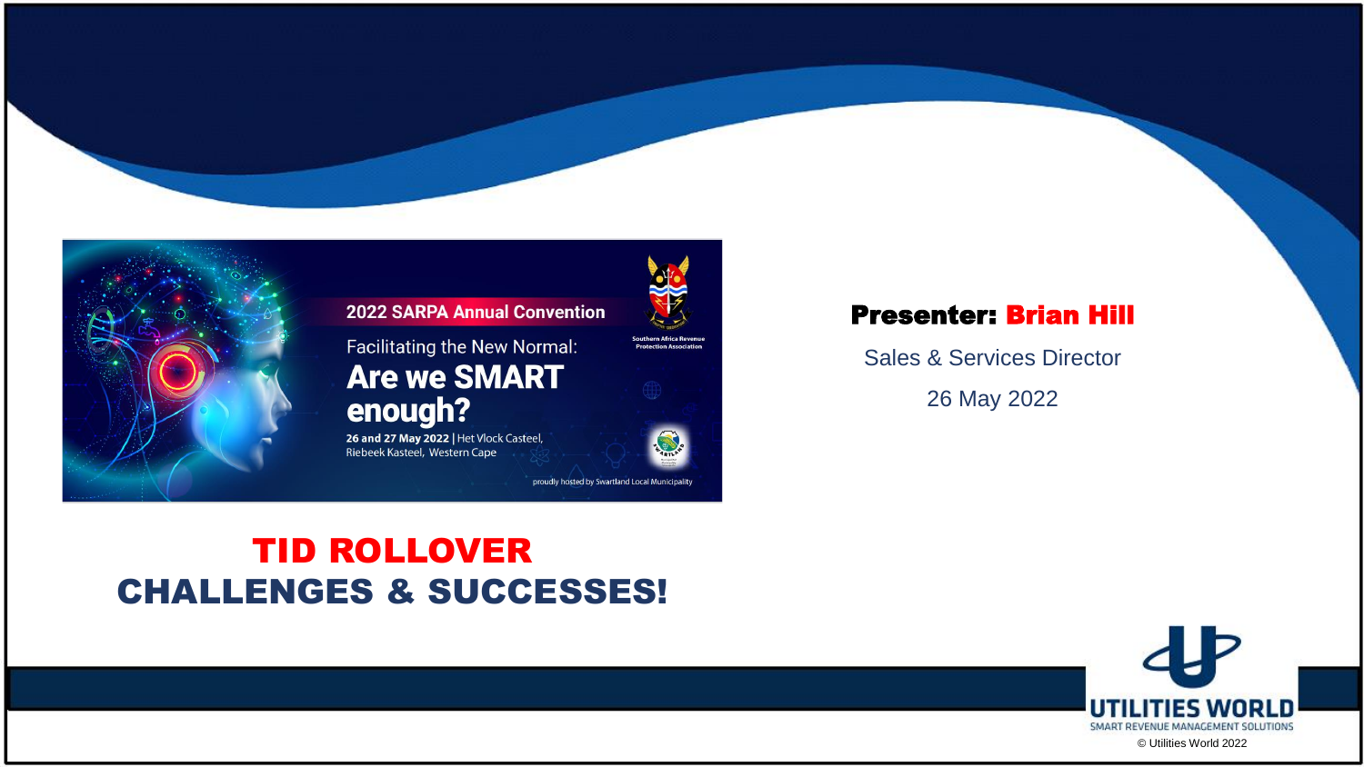2022 SARPA Annual Convention

Facilitating the New Normal:

**Are we SMART enough?**

**26 and 27 May 2022** | Het Vlock Casteel, Riebeek Kasteel, Western Cape

Southern Africa Revenue Protection Association

proudly hosted by Swartland Local Municipality

# TID ROLLOVER CHALLENGES & SUCCESSES!

**Presenter: Brian Hill**

Sales & Services Director

26 May 2022

UTILITIES WORLD

SMART REVENUE MANAGEMENT SOLUTIONS

© Utilities World 2022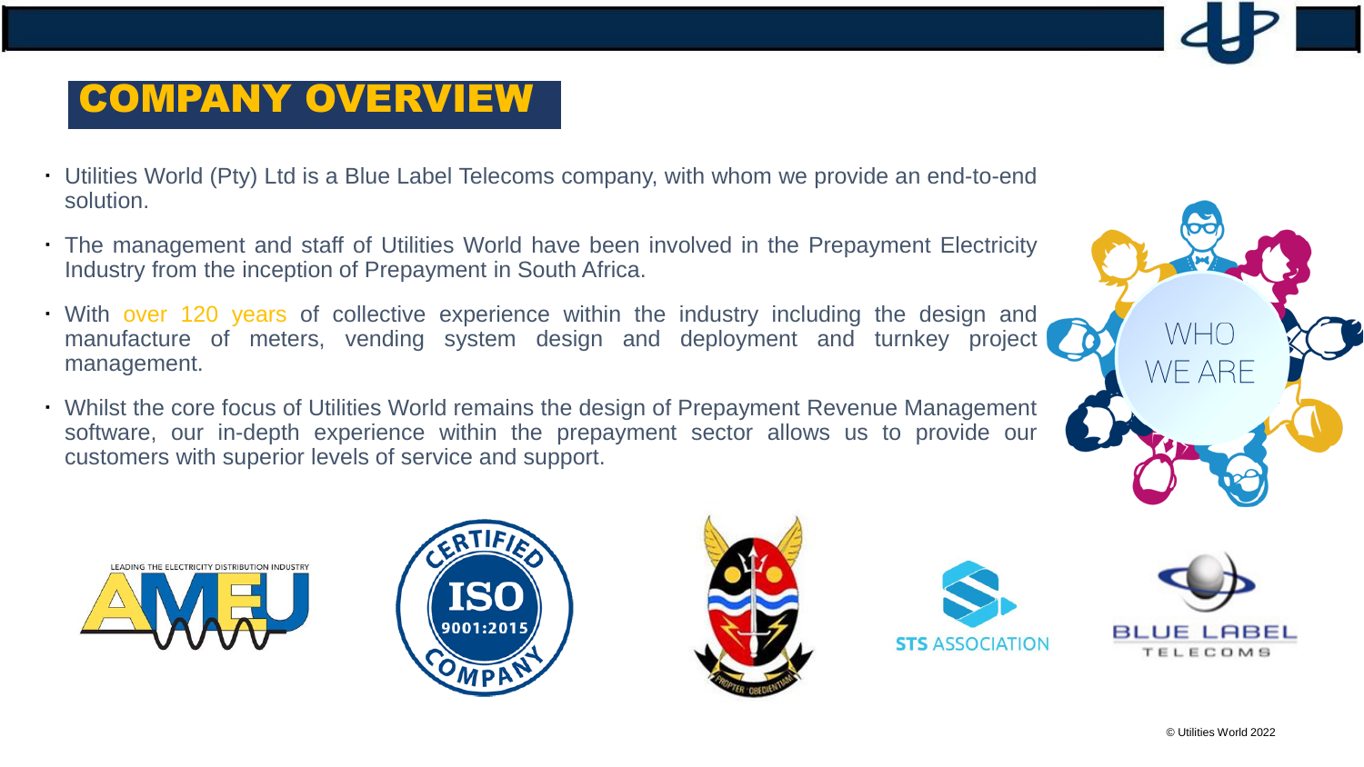# COMPANY OVERVIEW

- Utilities World (Pty) Ltd is a Blue Label Telecoms company, with whom we provide an end-to-end solution.
- The management and staff of Utilities World have been involved in the Prepayment Electricity Industry from the inception of Prepayment in South Africa.
- With over 120 years of collective experience within the industry including the design and manufacture of meters, vending system design and deployment and turnkey project management.
- Whilst the core focus of Utilities World remains the design of Prepayment Revenue Management software, our in-depth experience within the prepayment sector allows us to provide our customers with superior levels of service and support.

WHO WE ARE

LEADING THE ELECTRICITY DISTRIBUTION INDUSTRY AMEU

CERTIFIED ISO 9001:2015 COMPANY

PROPTER OBEDIENTIAM

STS ASSOCIATION

BLUE LABEL TELECOMS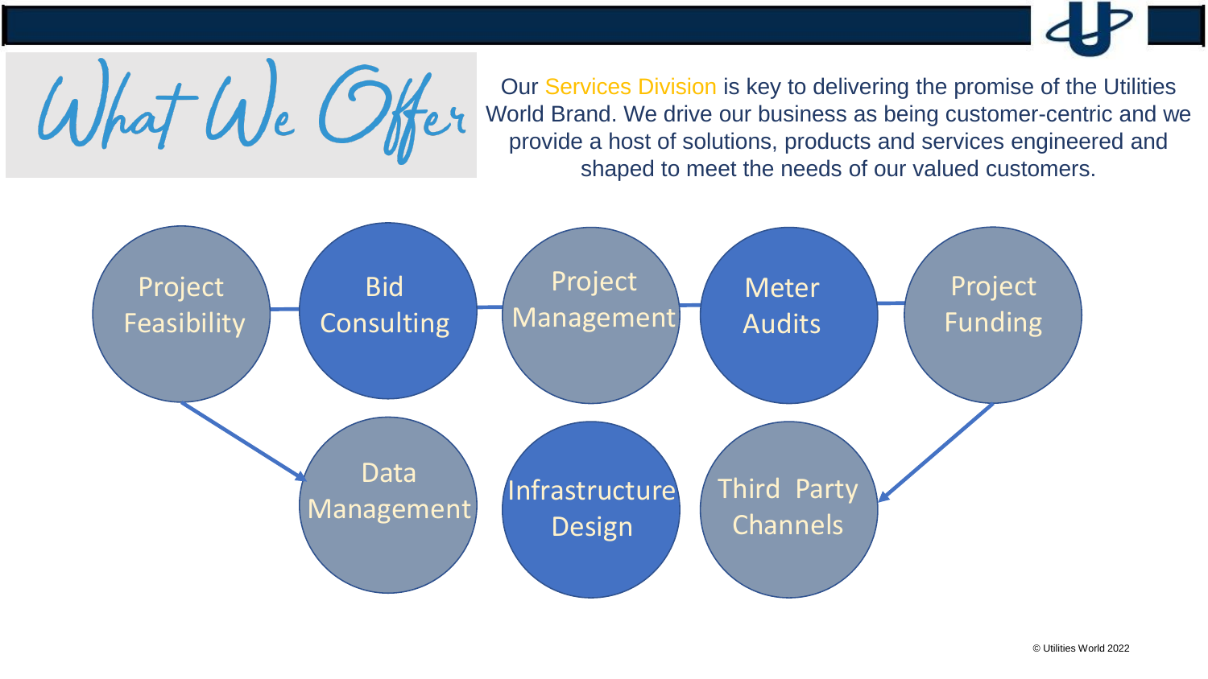# What We Offer

Our Services Division is key to delivering the promise of the Utilities World Brand. We drive our business as being customer-centric and we provide a host of solutions, products and services engineered and shaped to meet the needs of our valued customers.

- Project Feasibility
- Bid Consulting
- Project Management
- Meter Audits
- Project Funding
- Data Management
- Infrastructure Design
- Third Party Channels

© Utilities World 2022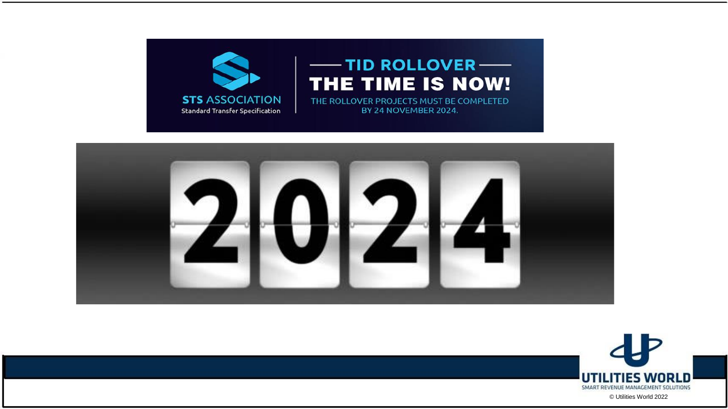STS ASSOCIATION
Standard Transfer Specification

## TID ROLLOVER

## THE TIME IS NOW!

THE ROLLOVER PROJECTS MUST BE COMPLETED BY 24 NOVEMBER 2024.

2024

UTILITIES WORLD
SMART REVENUE MANAGEMENT SOLUTIONS

© Utilities World 2022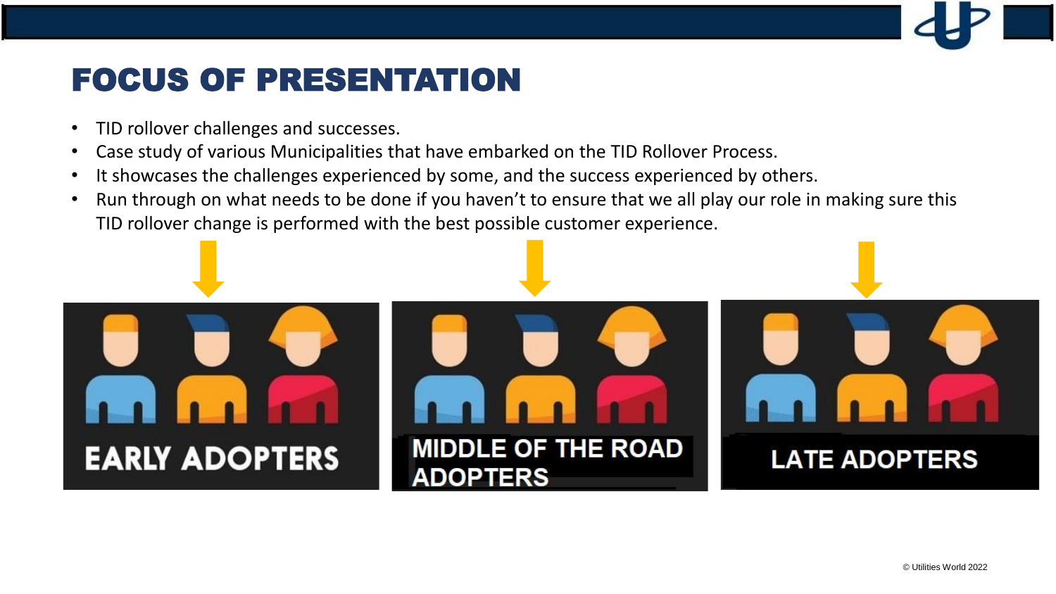# FOCUS OF PRESENTATION

- TID rollover challenges and successes.
- Case study of various Municipalities that have embarked on the TID Rollover Process.
- It showcases the challenges experienced by some, and the success experienced by others.
- Run through on what needs to be done if you haven't to ensure that we all play our role in making sure this TID rollover change is performed with the best possible customer experience.

EARLY ADOPTERS

MIDDLE OF THE ROAD ADOPTERS

LATE ADOPTERS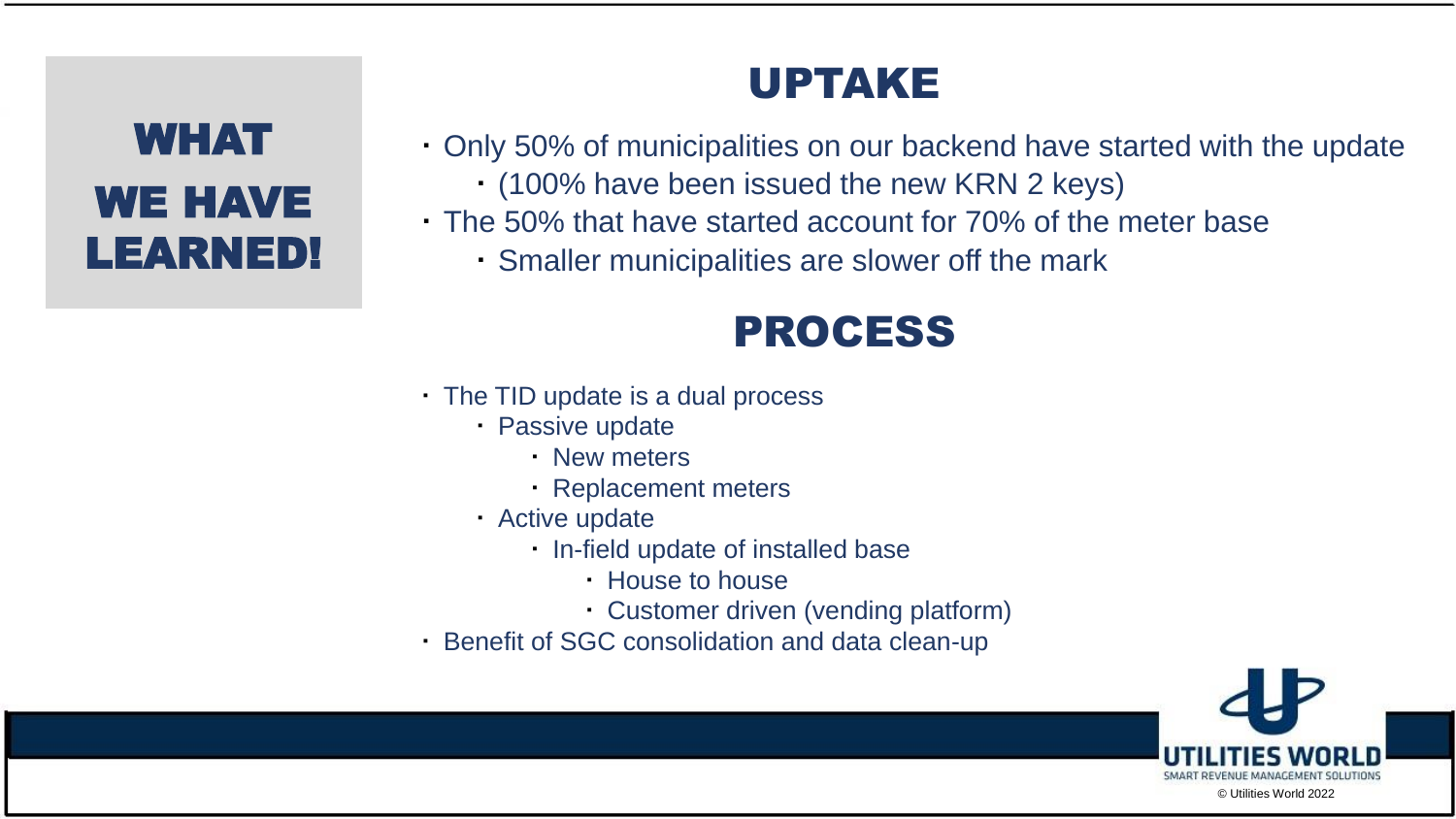# WHAT WE HAVE LEARNED!

## UPTAKE

- Only 50% of municipalities on our backend have started with the update
  - (100% have been issued the new KRN 2 keys)
- The 50% that have started account for 70% of the meter base
  - Smaller municipalities are slower off the mark

## PROCESS

- The TID update is a dual process
  - Passive update
    - New meters
    - Replacement meters
  - Active update
    - In-field update of installed base
      - House to house
      - Customer driven (vending platform)
- Benefit of SGC consolidation and data clean-up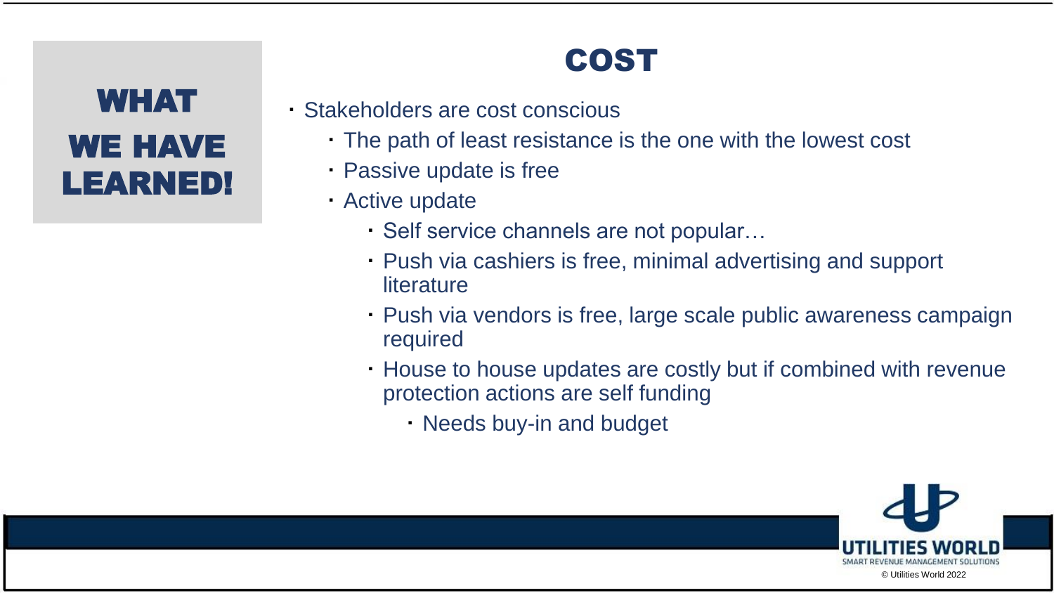# WHAT WE HAVE LEARNED!

## COST

- Stakeholders are cost conscious
  - The path of least resistance is the one with the lowest cost
  - Passive update is free
  - Active update
    - Self service channels are not popular…
    - Push via cashiers is free, minimal advertising and support literature
    - Push via vendors is free, large scale public awareness campaign required
    - House to house updates are costly but if combined with revenue protection actions are self funding
      - Needs buy-in and budget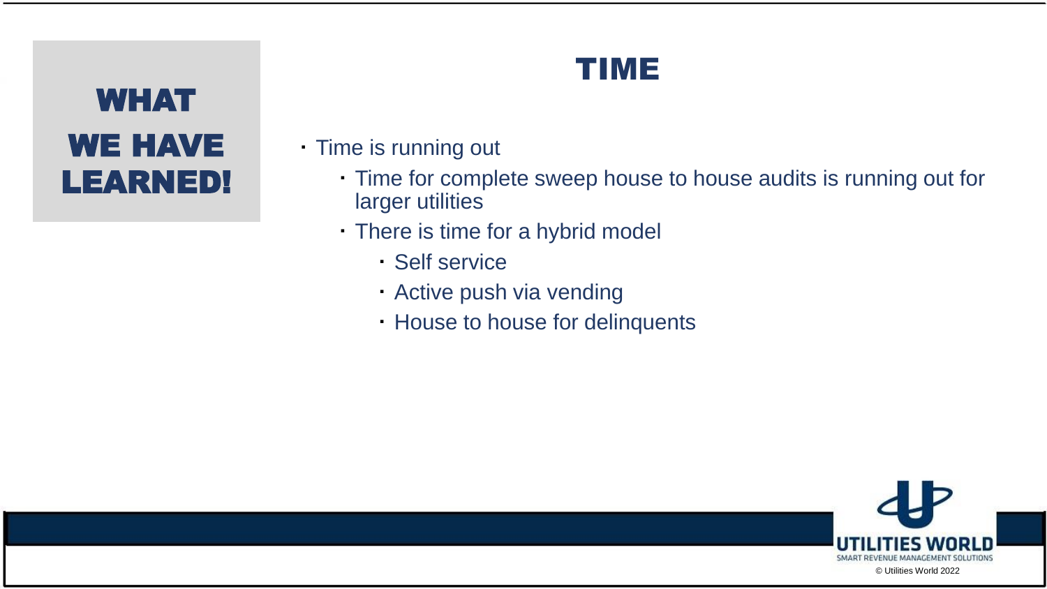## WHAT WE HAVE LEARNED!

# TIME

- Time is running out
  - Time for complete sweep house to house audits is running out for larger utilities
  - There is time for a hybrid model
    - Self service
    - Active push via vending
    - House to house for delinquents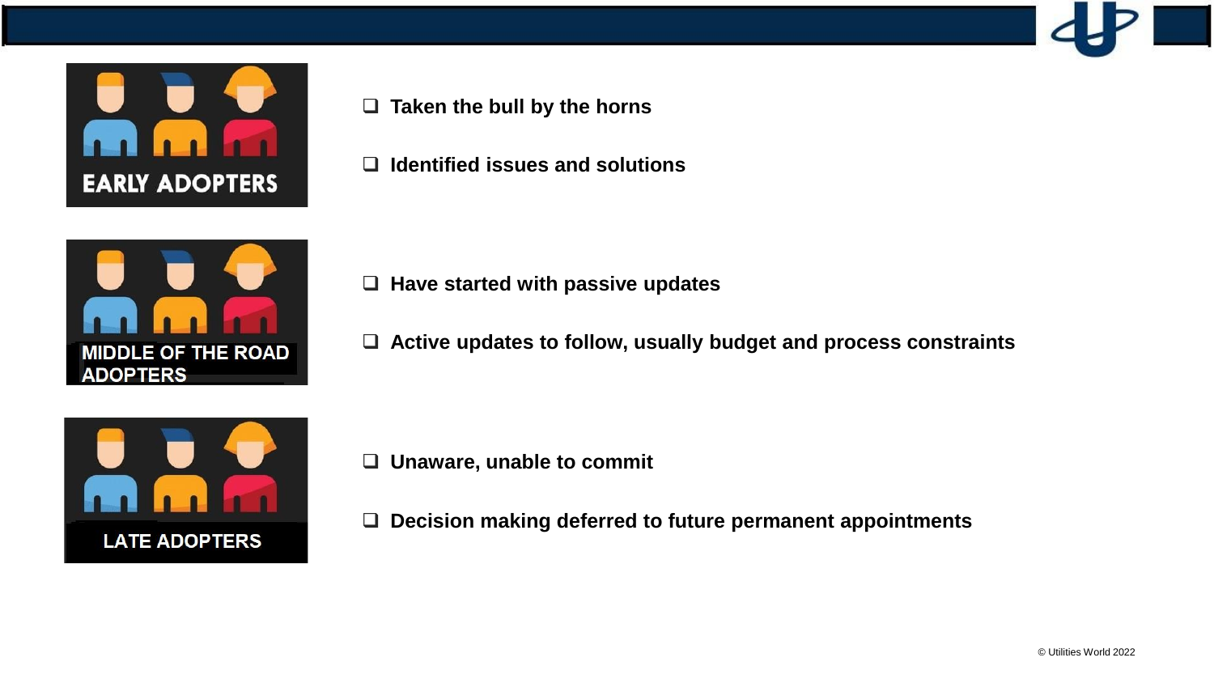## EARLY ADOPTERS

- Taken the bull by the horns
- Identified issues and solutions

## MIDDLE OF THE ROAD ADOPTERS

- Have started with passive updates
- Active updates to follow, usually budget and process constraints

## LATE ADOPTERS

- Unaware, unable to commit
- Decision making deferred to future permanent appointments

© Utilities World 2022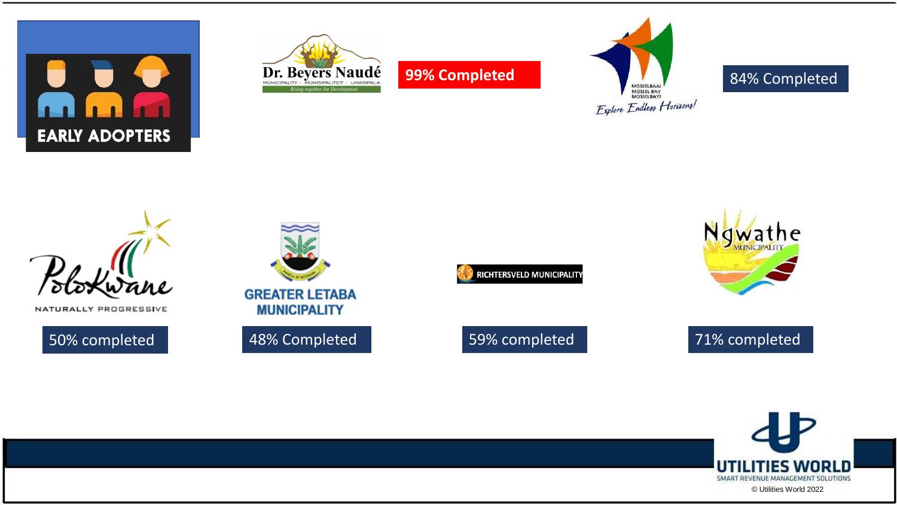# EARLY ADOPTERS

Dr. Beyers Naudé Municipality – 99% Completed

Mossel Bay – 84% Completed

Polokwane – 50% completed

Greater Letaba Municipality – 48% Completed

Richtersveld Municipality – 59% completed

Ngwathe Municipality – 71% completed

© Utilities World 2022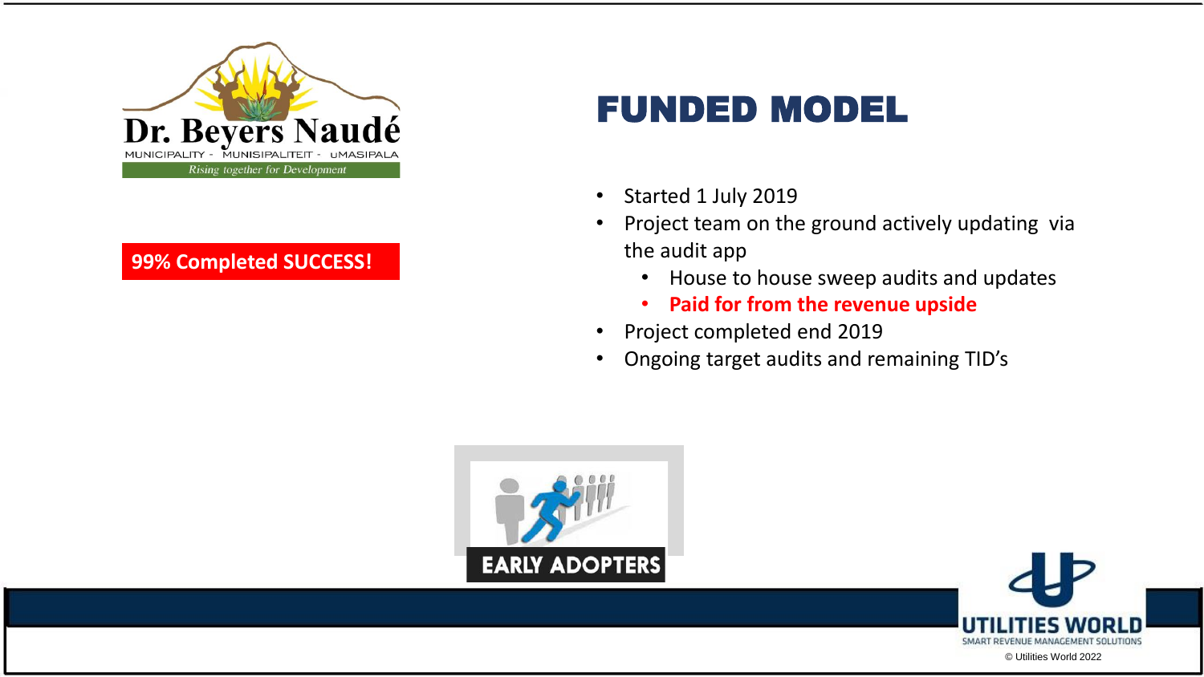Dr. Beyers Naudé

MUNICIPALITY - MUNISIPALITEIT - UMASIPALA

*Rising together for Development*

**99% Completed SUCCESS!**

# FUNDED MODEL

- Started 1 July 2019
- Project team on the ground actively updating via the audit app
  - House to house sweep audits and updates
  - **Paid for from the revenue upside**
- Project completed end 2019
- Ongoing target audits and remaining TID's

EARLY ADOPTERS

UTILITIES WORLD

SMART REVENUE MANAGEMENT SOLUTIONS

© Utilities World 2022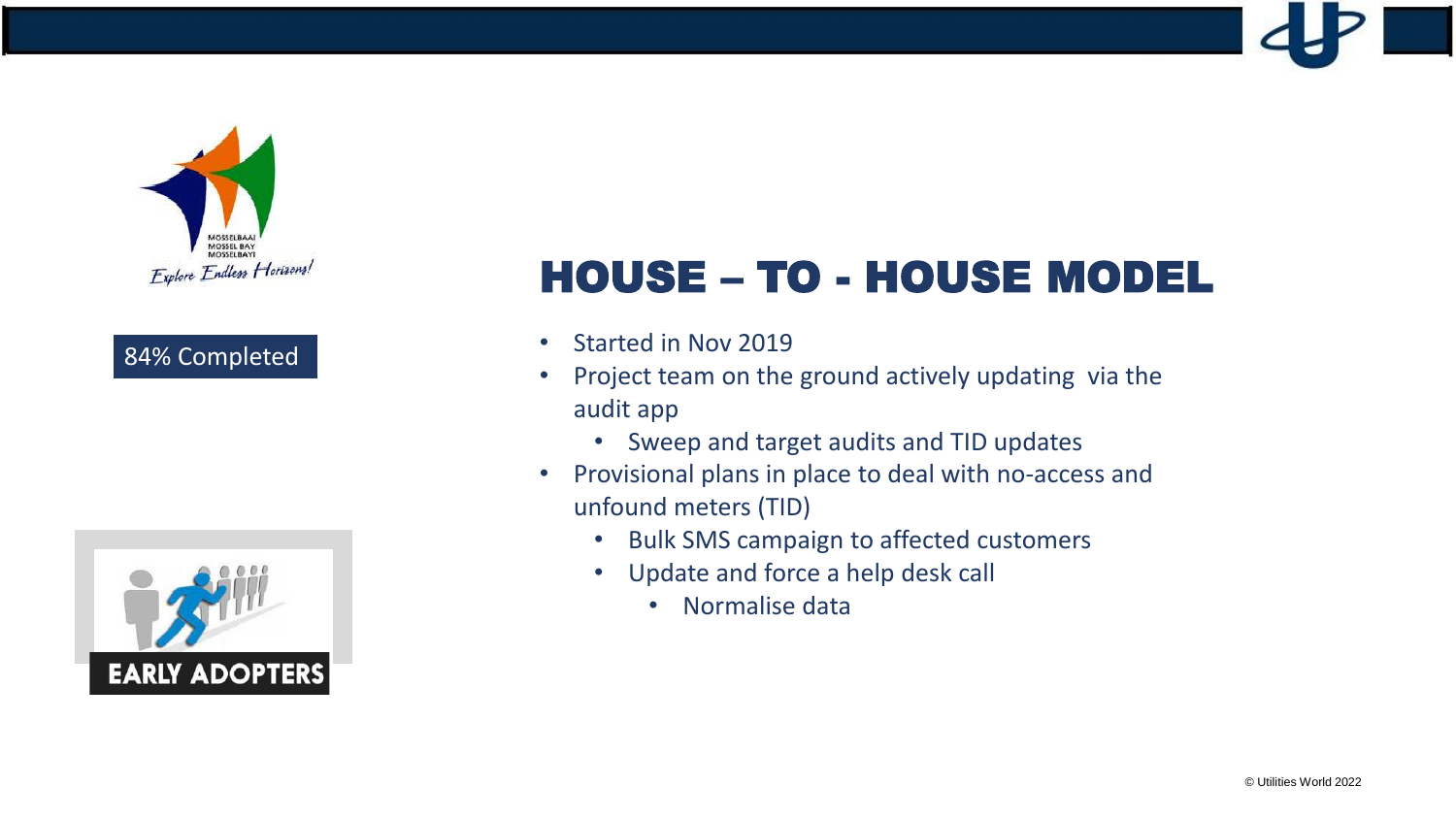84% Completed

# HOUSE – TO - HOUSE MODEL

- Started in Nov 2019
- Project team on the ground actively updating via the audit app
  - Sweep and target audits and TID updates
- Provisional plans in place to deal with no-access and unfound meters (TID)
  - Bulk SMS campaign to affected customers
  - Update and force a help desk call
    - Normalise data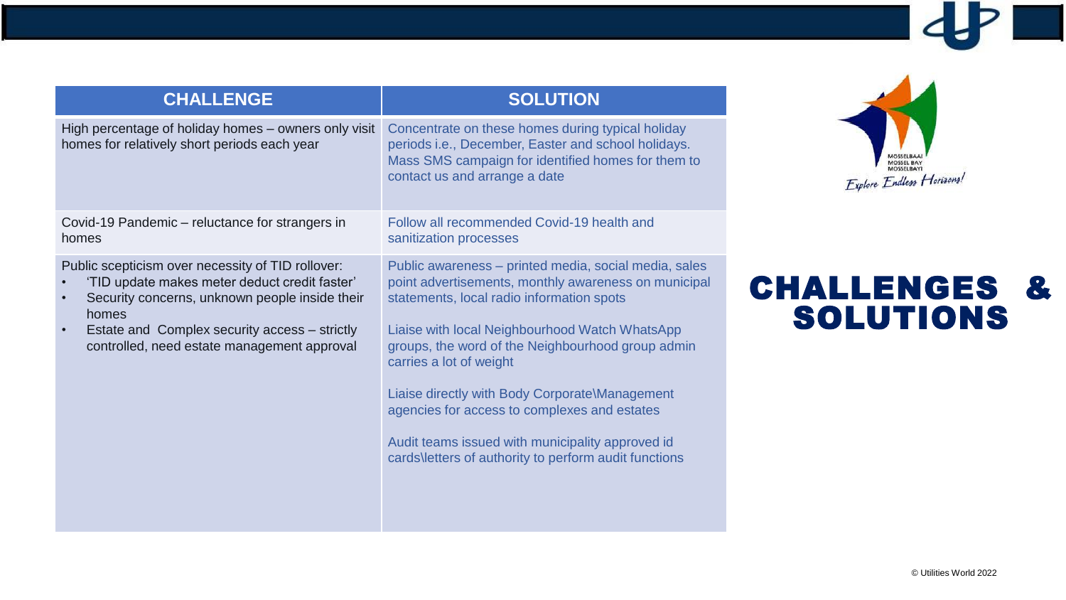# CHALLENGES & SOLUTIONS

| CHALLENGE | SOLUTION |
| --- | --- |
| High percentage of holiday homes – owners only visit homes for relatively short periods each year | Concentrate on these homes during typical holiday periods i.e., December, Easter and school holidays. Mass SMS campaign for identified homes for them to contact us and arrange a date |
| Covid-19 Pandemic – reluctance for strangers in homes | Follow all recommended Covid-19 health and sanitization processes |
| Public scepticism over necessity of TID rollover:<br>• 'TID update makes meter deduct credit faster'<br>• Security concerns, unknown people inside their homes<br>• Estate and Complex security access – strictly controlled, need estate management approval | Public awareness – printed media, social media, sales point advertisements, monthly awareness on municipal statements, local radio information spots<br><br>Liaise with local Neighbourhood Watch WhatsApp groups, the word of the Neighbourhood group admin carries a lot of weight<br><br>Liaise directly with Body Corporate\Management agencies for access to complexes and estates<br><br>Audit teams issued with municipality approved id cards\letters of authority to perform audit functions |

MOSSELBAAI
MOSSEL BAY
MOSSELBAYI
Explore Endless Horizons!

© Utilities World 2022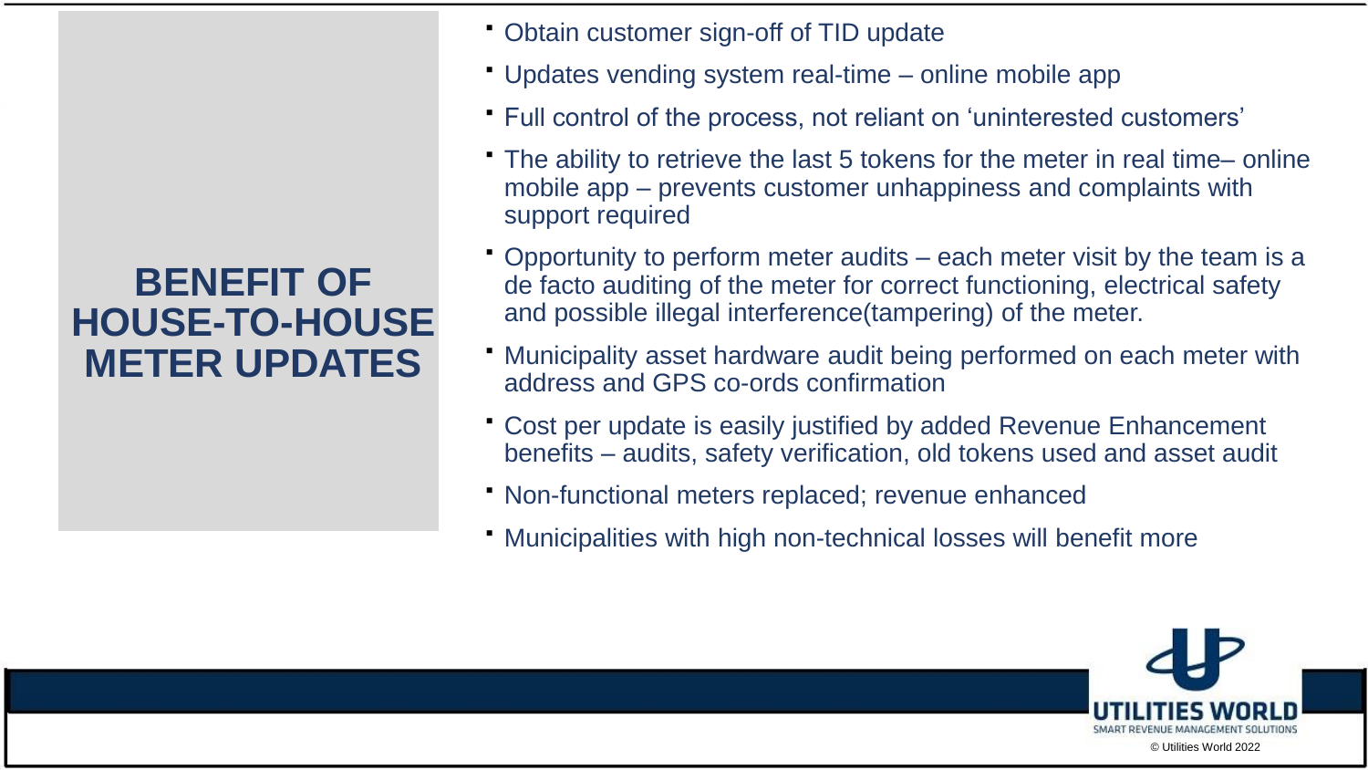# BENEFIT OF HOUSE-TO-HOUSE METER UPDATES

- Obtain customer sign-off of TID update
- Updates vending system real-time – online mobile app
- Full control of the process, not reliant on 'uninterested customers'
- The ability to retrieve the last 5 tokens for the meter in real time– online mobile app – prevents customer unhappiness and complaints with support required
- Opportunity to perform meter audits – each meter visit by the team is a de facto auditing of the meter for correct functioning, electrical safety and possible illegal interference(tampering) of the meter.
- Municipality asset hardware audit being performed on each meter with address and GPS co-ords confirmation
- Cost per update is easily justified by added Revenue Enhancement benefits – audits, safety verification, old tokens used and asset audit
- Non-functional meters replaced; revenue enhanced
- Municipalities with high non-technical losses will benefit more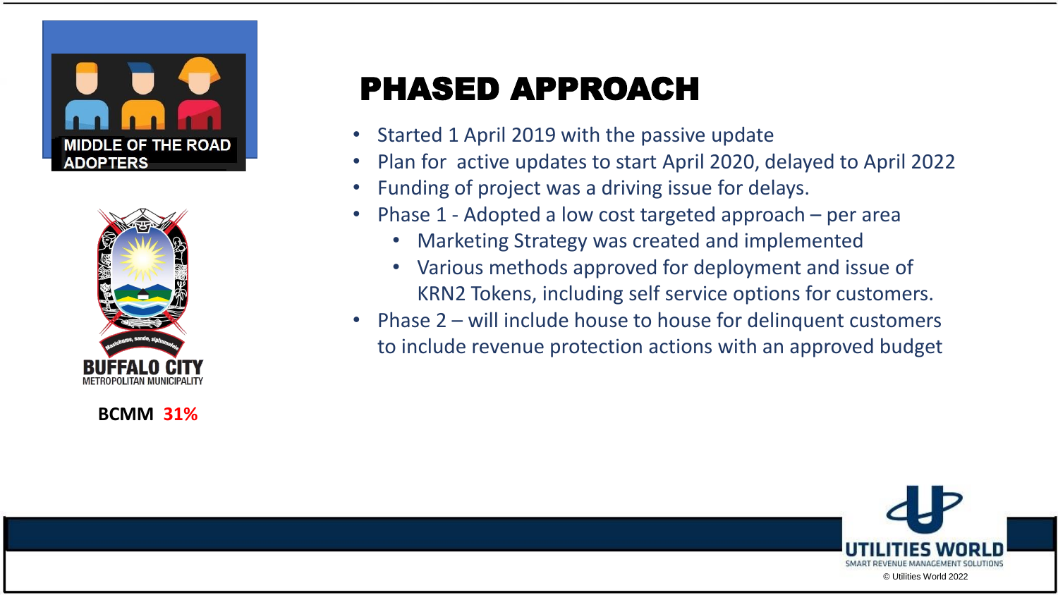MIDDLE OF THE ROAD ADOPTERS

BUFFALO CITY
METROPOLITAN MUNICIPALITY

**BCMM 31%**

# PHASED APPROACH

- Started 1 April 2019 with the passive update
- Plan for active updates to start April 2020, delayed to April 2022
- Funding of project was a driving issue for delays.
- Phase 1 - Adopted a low cost targeted approach – per area
  - Marketing Strategy was created and implemented
  - Various methods approved for deployment and issue of KRN2 Tokens, including self service options for customers.
- Phase 2 – will include house to house for delinquent customers to include revenue protection actions with an approved budget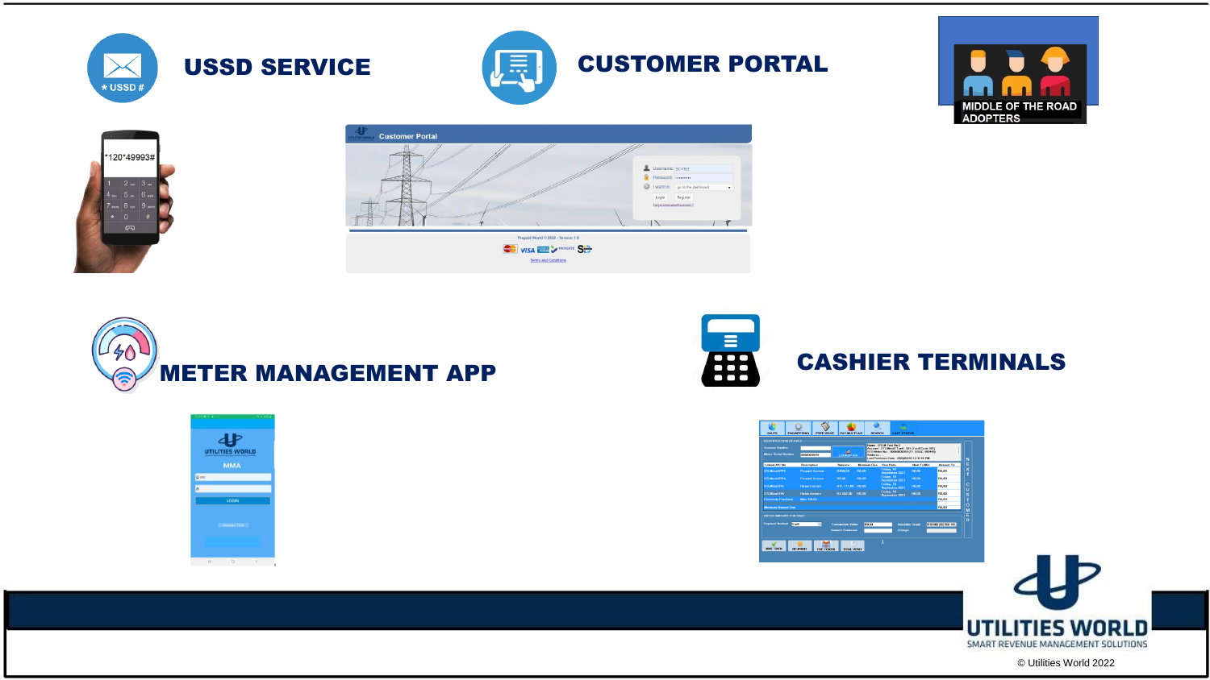## USSD SERVICE

## CUSTOMER PORTAL

MIDDLE OF THE ROAD ADOPTERS

## METER MANAGEMENT APP

## CASHIER TERMINALS

UTILITIES WORLD

SMART REVENUE MANAGEMENT SOLUTIONS

© Utilities World 2022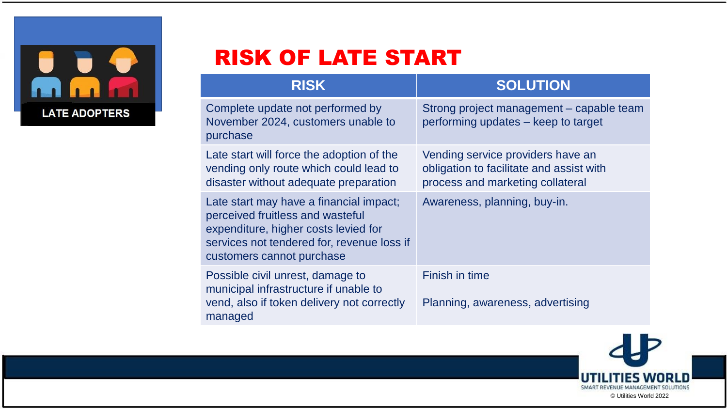LATE ADOPTERS

# RISK OF LATE START

| RISK | SOLUTION |
| --- | --- |
| Complete update not performed by November 2024, customers unable to purchase | Strong project management – capable team performing updates – keep to target |
| Late start will force the adoption of the vending only route which could lead to disaster without adequate preparation | Vending service providers have an obligation to facilitate and assist with process and marketing collateral |
| Late start may have a financial impact; perceived fruitless and wasteful expenditure, higher costs levied for services not tendered for, revenue loss if customers cannot purchase | Awareness, planning, buy-in. |
| Possible civil unrest, damage to municipal infrastructure if unable to vend, also if token delivery not correctly managed | Finish in time<br><br>Planning, awareness, advertising |

UTILITIES WORLD
SMART REVENUE MANAGEMENT SOLUTIONS
© Utilities World 2022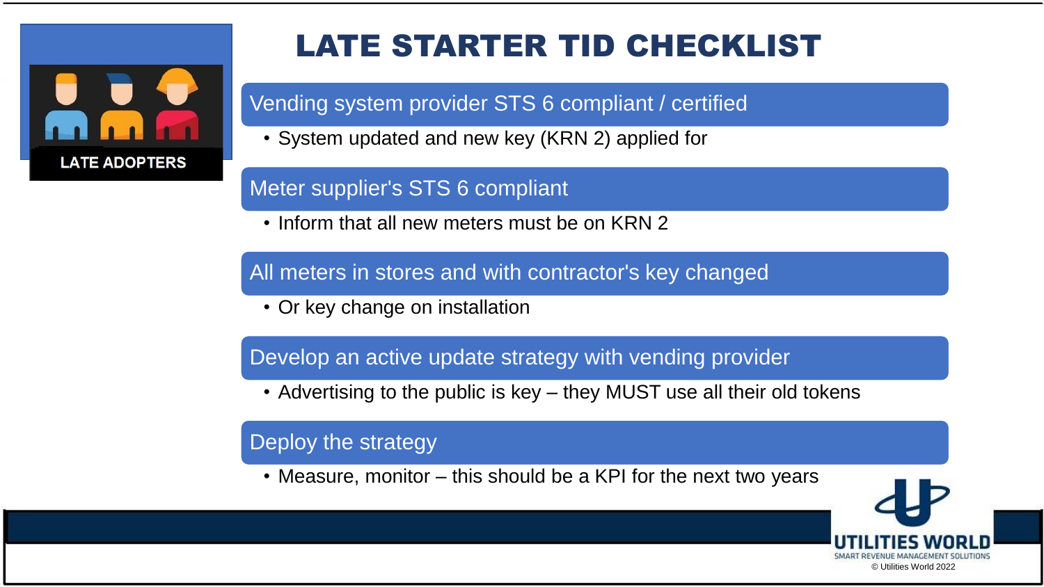# LATE STARTER TID CHECKLIST

LATE ADOPTERS

**Vending system provider STS 6 compliant / certified**

- System updated and new key (KRN 2) applied for

**Meter supplier's STS 6 compliant**

- Inform that all new meters must be on KRN 2

**All meters in stores and with contractor's key changed**

- Or key change on installation

**Develop an active update strategy with vending provider**

- Advertising to the public is key – they MUST use all their old tokens

**Deploy the strategy**

- Measure, monitor – this should be a KPI for the next two years

UTILITIES WORLD
SMART REVENUE MANAGEMENT SOLUTIONS
© Utilities World 2022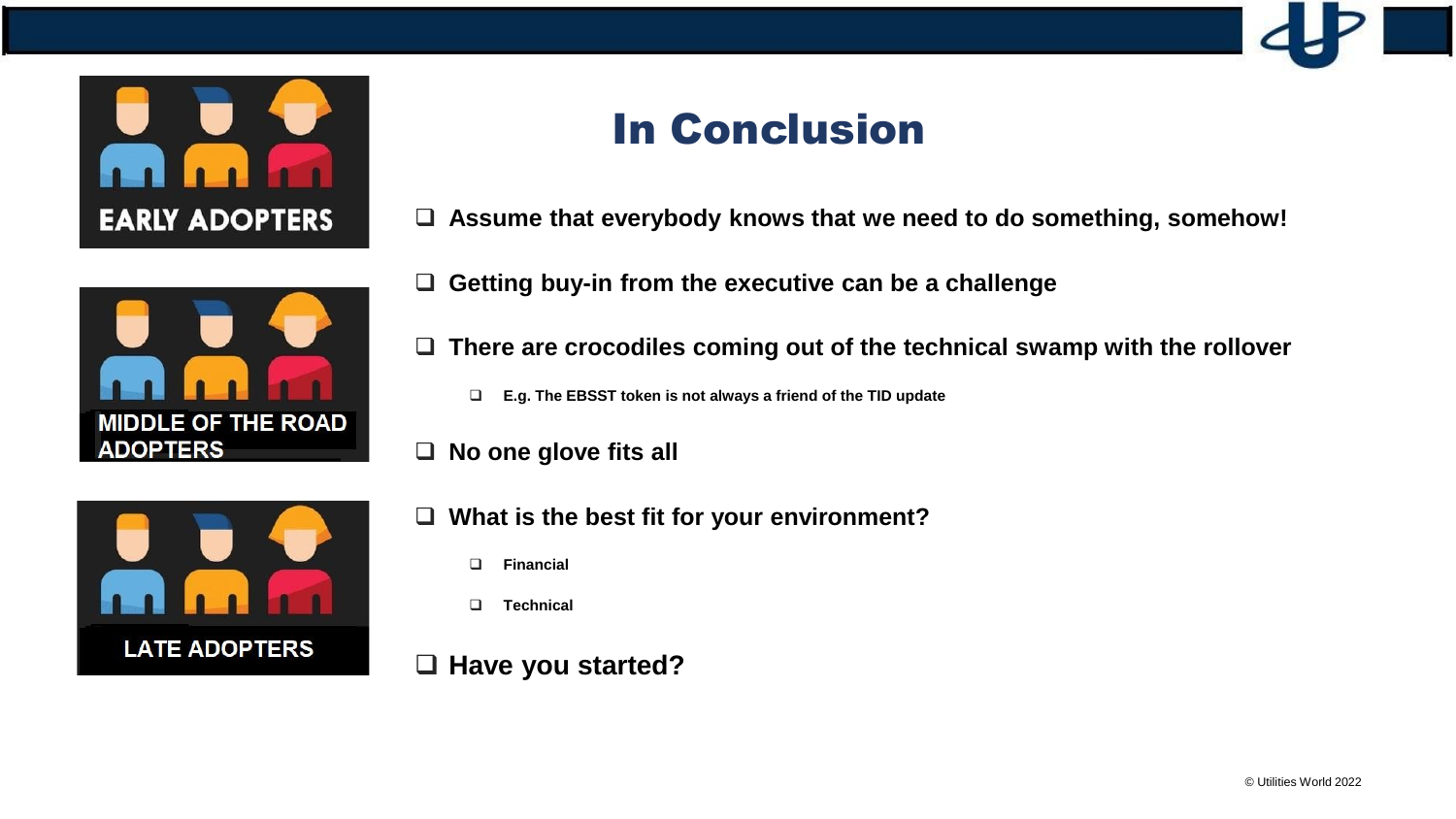EARLY ADOPTERS

MIDDLE OF THE ROAD ADOPTERS

LATE ADOPTERS

# In Conclusion

- Assume that everybody knows that we need to do something, somehow!
- Getting buy-in from the executive can be a challenge
- There are crocodiles coming out of the technical swamp with the rollover
  - E.g. The EBSST token is not always a friend of the TID update
- No one glove fits all
- What is the best fit for your environment?
  - Financial
  - Technical
- Have you started?

© Utilities World 2022